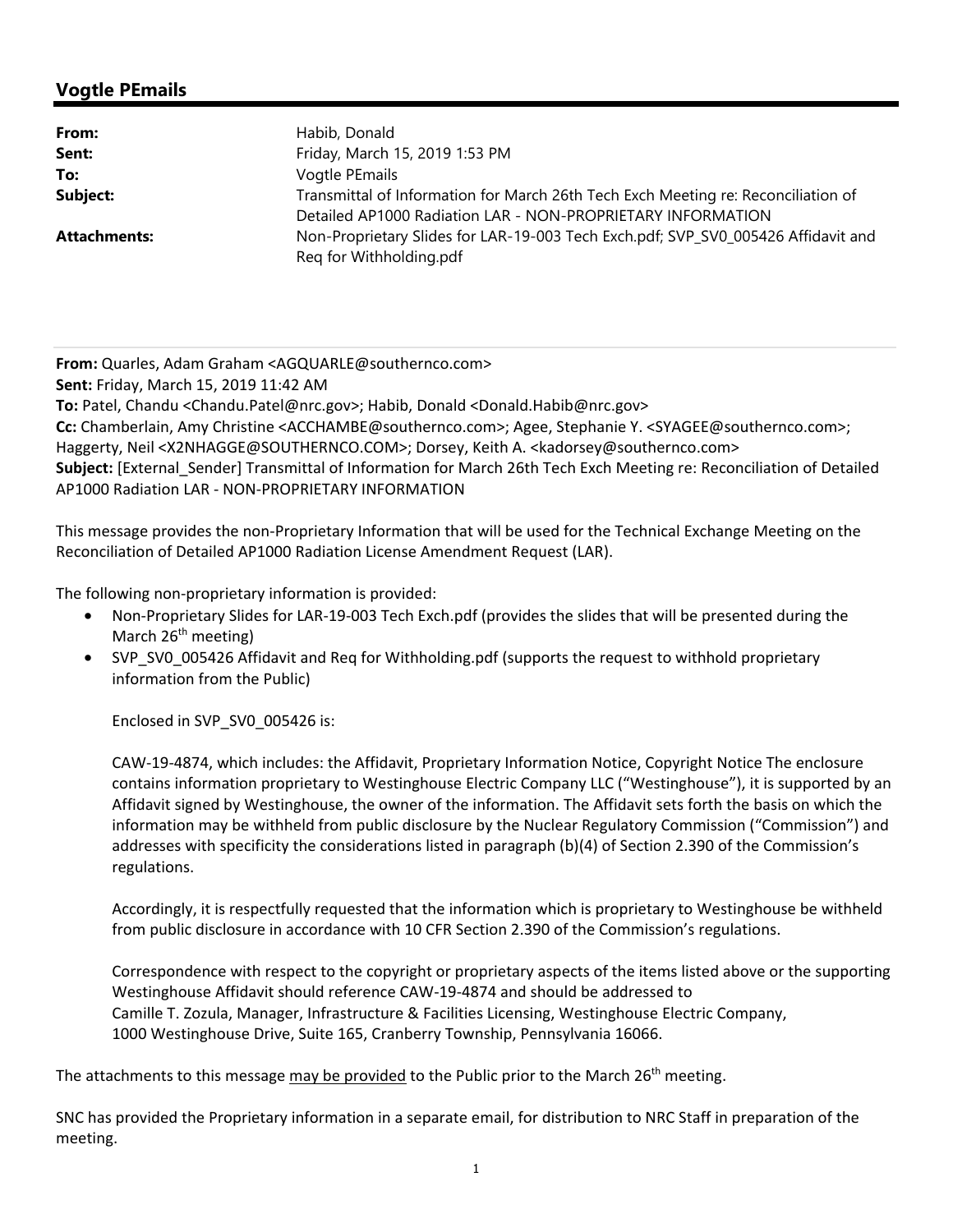## Vogtle PEmails

| | |
|---|---|
| **From:** | Habib, Donald |
| **Sent:** | Friday, March 15, 2019 1:53 PM |
| **To:** | Vogtle PEmails |
| **Subject:** | Transmittal of Information for March 26th Tech Exch Meeting re: Reconciliation of Detailed AP1000 Radiation LAR - NON-PROPRIETARY INFORMATION |
| **Attachments:** | Non-Proprietary Slides for LAR-19-003 Tech Exch.pdf; SVP_SV0_005426 Affidavit and Req for Withholding.pdf |

---

**From:** Quarles, Adam Graham <AGQUARLE@southernco.com>
**Sent:** Friday, March 15, 2019 11:42 AM
**To:** Patel, Chandu <Chandu.Patel@nrc.gov>; Habib, Donald <Donald.Habib@nrc.gov>
**Cc:** Chamberlain, Amy Christine <ACCHAMBE@southernco.com>; Agee, Stephanie Y. <SYAGEE@southernco.com>; Haggerty, Neil <X2NHAGGE@SOUTHERNCO.COM>; Dorsey, Keith A. <kadorsey@southernco.com>
**Subject:** [External_Sender] Transmittal of Information for March 26th Tech Exch Meeting re: Reconciliation of Detailed AP1000 Radiation LAR - NON-PROPRIETARY INFORMATION

This message provides the non-Proprietary Information that will be used for the Technical Exchange Meeting on the Reconciliation of Detailed AP1000 Radiation License Amendment Request (LAR).

The following non-proprietary information is provided:

- Non-Proprietary Slides for LAR-19-003 Tech Exch.pdf (provides the slides that will be presented during the March 26th meeting)
- SVP_SV0_005426 Affidavit and Req for Withholding.pdf (supports the request to withhold proprietary information from the Public)

  Enclosed in SVP_SV0_005426 is:

  CAW-19-4874, which includes: the Affidavit, Proprietary Information Notice, Copyright Notice The enclosure contains information proprietary to Westinghouse Electric Company LLC ("Westinghouse"), it is supported by an Affidavit signed by Westinghouse, the owner of the information. The Affidavit sets forth the basis on which the information may be withheld from public disclosure by the Nuclear Regulatory Commission ("Commission") and addresses with specificity the considerations listed in paragraph (b)(4) of Section 2.390 of the Commission's regulations.

  Accordingly, it is respectfully requested that the information which is proprietary to Westinghouse be withheld from public disclosure in accordance with 10 CFR Section 2.390 of the Commission's regulations.

  Correspondence with respect to the copyright or proprietary aspects of the items listed above or the supporting Westinghouse Affidavit should reference CAW-19-4874 and should be addressed to
  Camille T. Zozula, Manager, Infrastructure & Facilities Licensing, Westinghouse Electric Company,
  1000 Westinghouse Drive, Suite 165, Cranberry Township, Pennsylvania 16066.

The attachments to this message may be provided to the Public prior to the March 26th meeting.

SNC has provided the Proprietary information in a separate email, for distribution to NRC Staff in preparation of the meeting.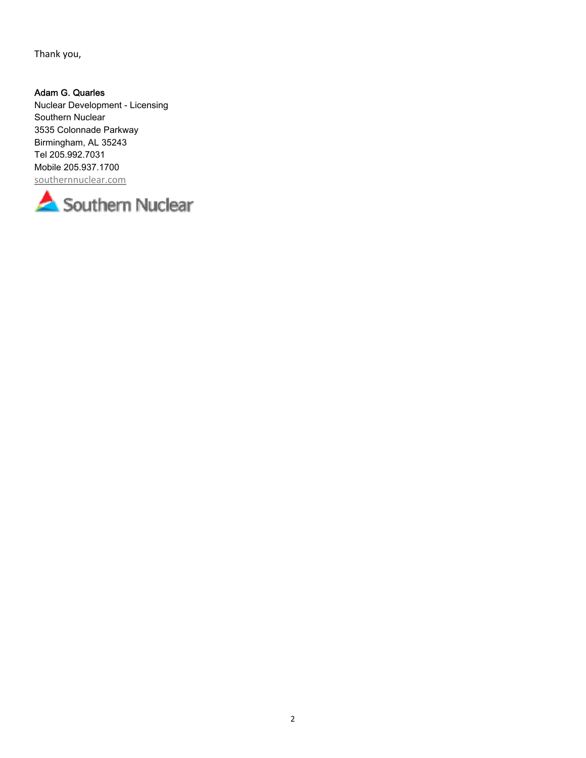Thank you,

**Adam G. Quarles**
Nuclear Development - Licensing
Southern Nuclear
3535 Colonnade Parkway
Birmingham, AL 35243
Tel 205.992.7031
Mobile 205.937.1700
southernnuclear.com

Southern Nuclear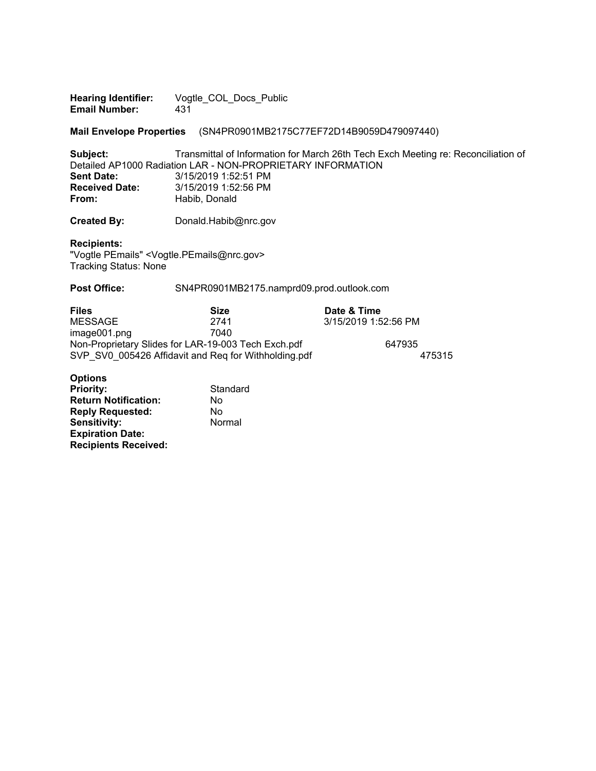**Hearing Identifier:** Vogtle_COL_Docs_Public
**Email Number:** 431

**Mail Envelope Properties** (SN4PR0901MB2175C77EF72D14B9059D479097440)

**Subject:** Transmittal of Information for March 26th Tech Exch Meeting re: Reconciliation of Detailed AP1000 Radiation LAR - NON-PROPRIETARY INFORMATION
**Sent Date:** 3/15/2019 1:52:51 PM
**Received Date:** 3/15/2019 1:52:56 PM
**From:** Habib, Donald

**Created By:** Donald.Habib@nrc.gov

**Recipients:**
"Vogtle PEmails" <Vogtle.PEmails@nrc.gov>
Tracking Status: None

**Post Office:** SN4PR0901MB2175.namprd09.prod.outlook.com

| Files | Size | Date & Time |
|---|---|---|
| MESSAGE | 2741 | 3/15/2019 1:52:56 PM |
| image001.png | 7040 | |
| Non-Proprietary Slides for LAR-19-003 Tech Exch.pdf | 647935 | |
| SVP_SV0_005426 Affidavit and Req for Withholding.pdf | 475315 | |

**Options**
**Priority:** Standard
**Return Notification:** No
**Reply Requested:** No
**Sensitivity:** Normal
**Expiration Date:**
**Recipients Received:**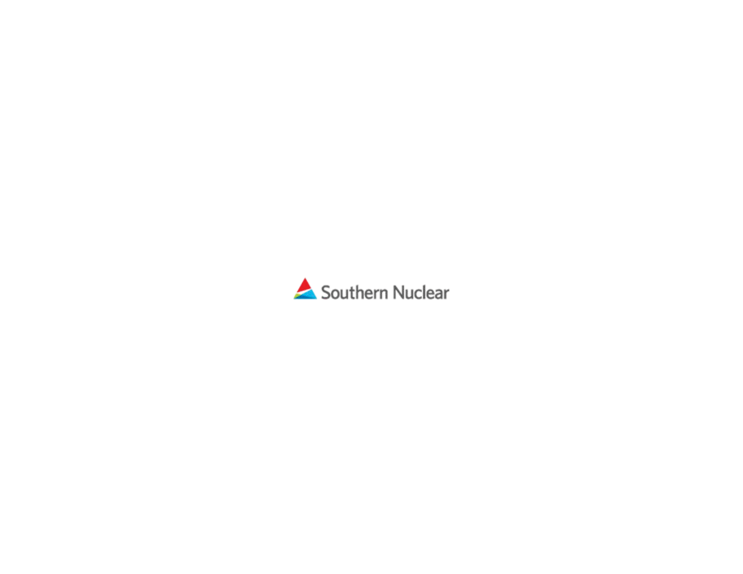Southern Nuclear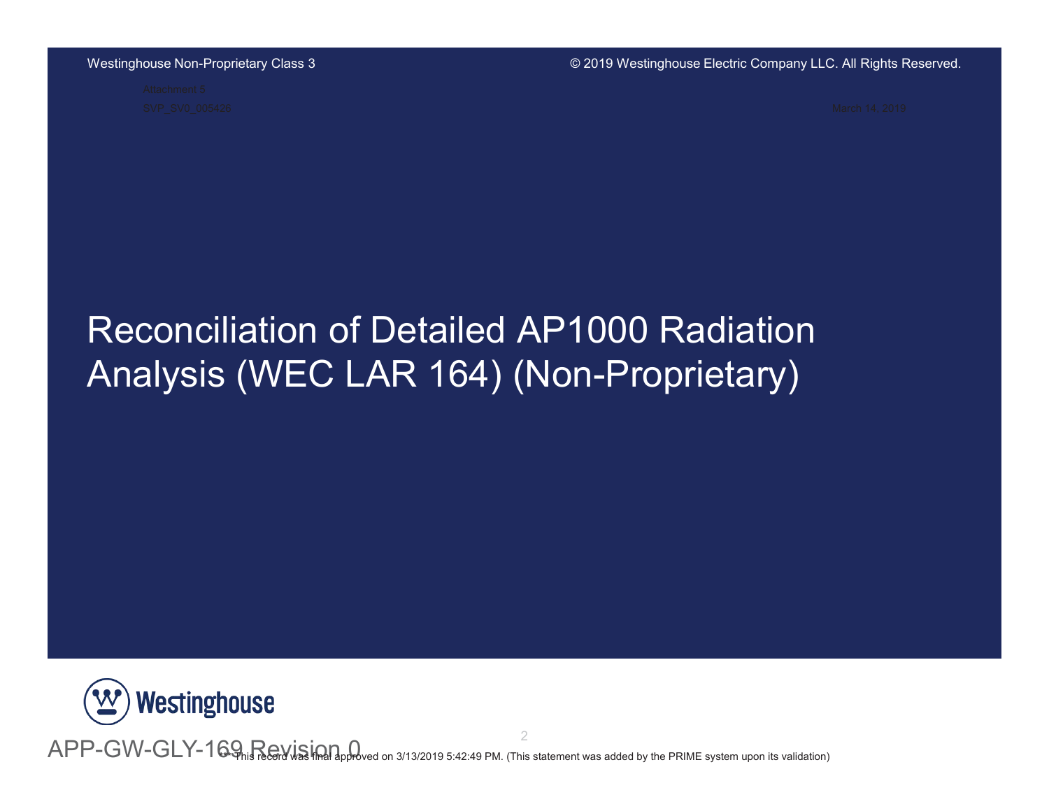# Reconciliation of Detailed AP1000 Radiation Analysis (WEC LAR 164) (Non-Proprietary)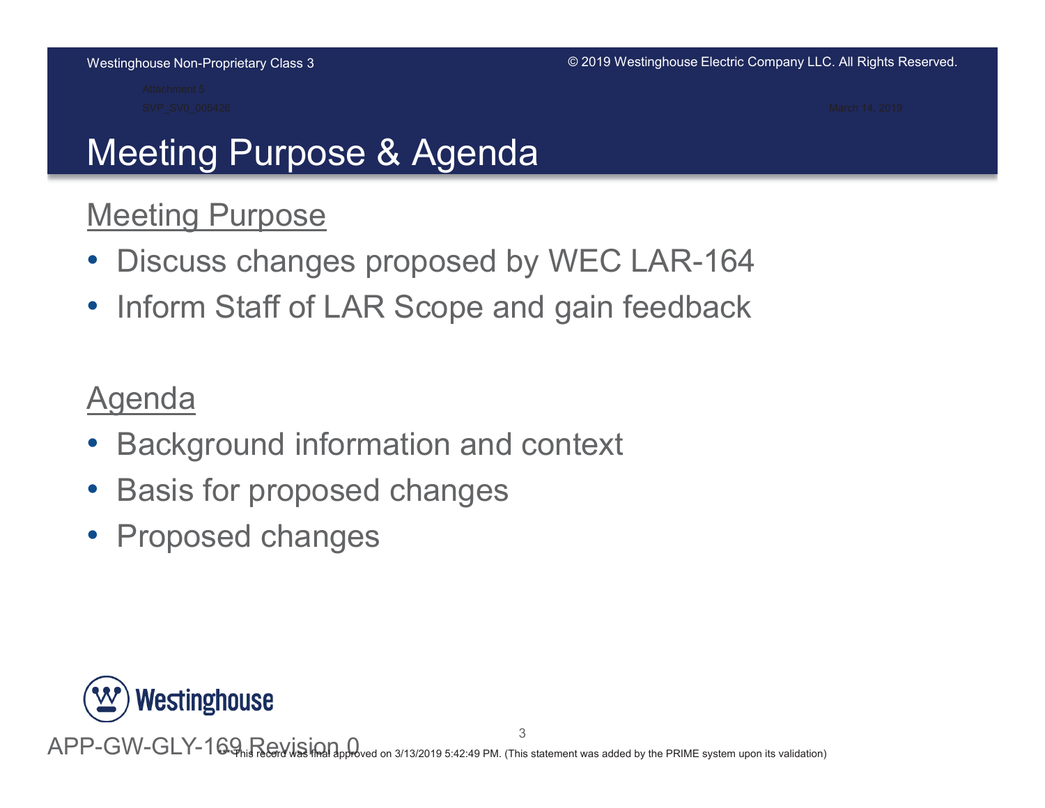# Meeting Purpose & Agenda

## Meeting Purpose

- Discuss changes proposed by WEC LAR-164
- Inform Staff of LAR Scope and gain feedback

## Agenda

- Background information and context
- Basis for proposed changes
- Proposed changes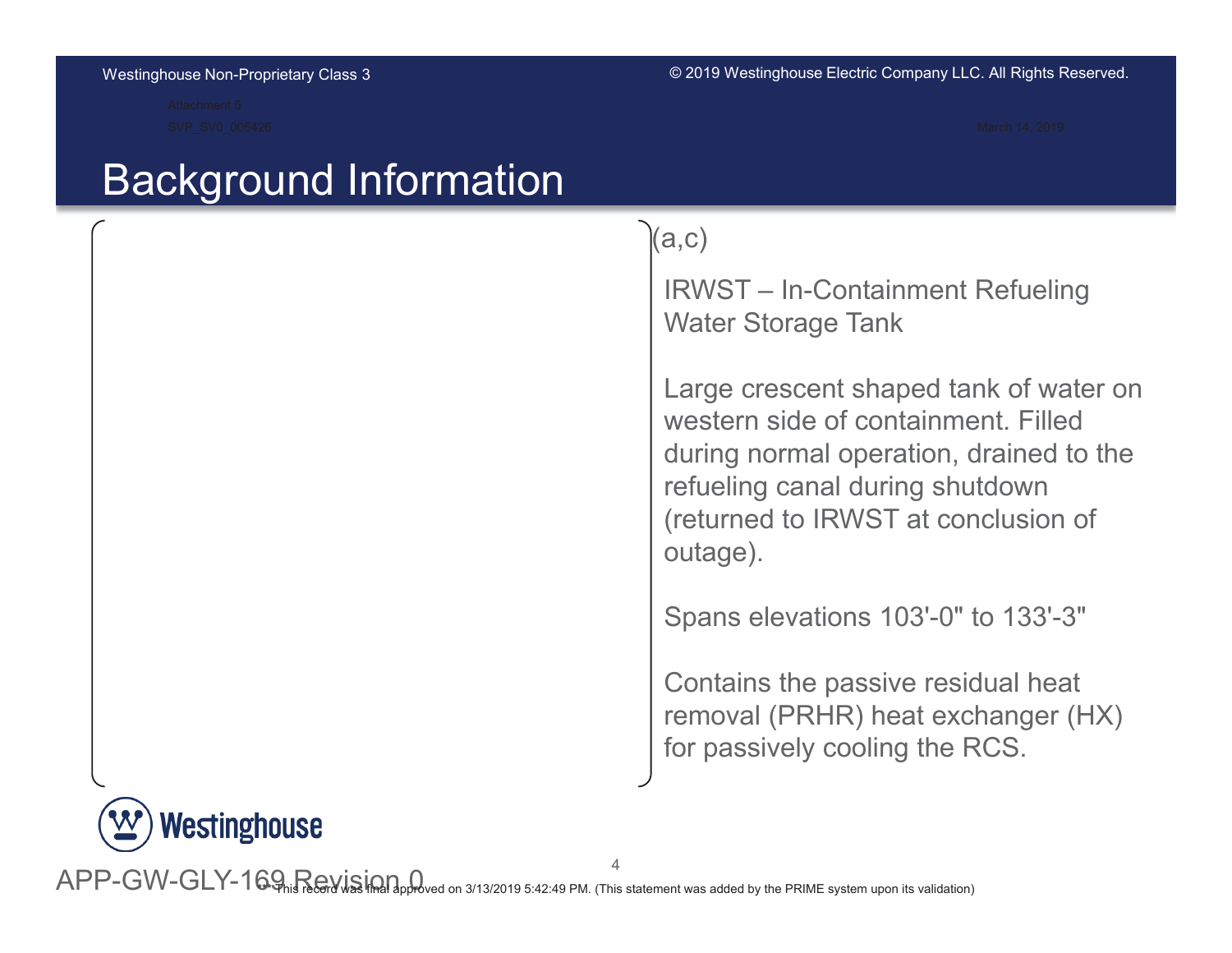# Background Information

(a,c)

IRWST – In-Containment Refueling Water Storage Tank

Large crescent shaped tank of water on western side of containment. Filled during normal operation, drained to the refueling canal during shutdown (returned to IRWST at conclusion of outage).

Spans elevations 103'-0" to 133'-3"

Contains the passive residual heat removal (PRHR) heat exchanger (HX) for passively cooling the RCS.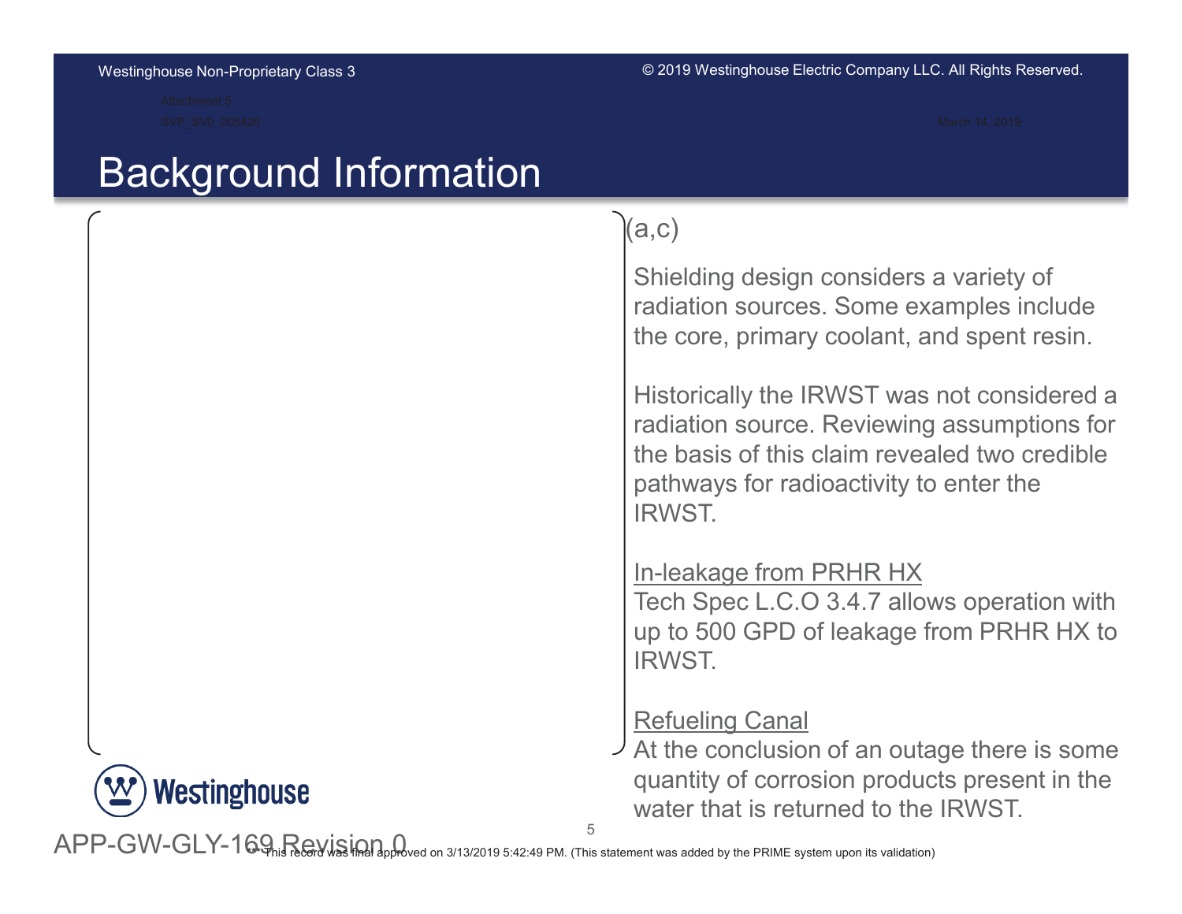# Background Information

(a,c)

Shielding design considers a variety of radiation sources. Some examples include the core, primary coolant, and spent resin.

Historically the IRWST was not considered a radiation source. Reviewing assumptions for the basis of this claim revealed two credible pathways for radioactivity to enter the IRWST.

In-leakage from PRHR HX

Tech Spec L.C.O 3.4.7 allows operation with up to 500 GPD of leakage from PRHR HX to IRWST.

Refueling Canal

At the conclusion of an outage there is some quantity of corrosion products present in the water that is returned to the IRWST.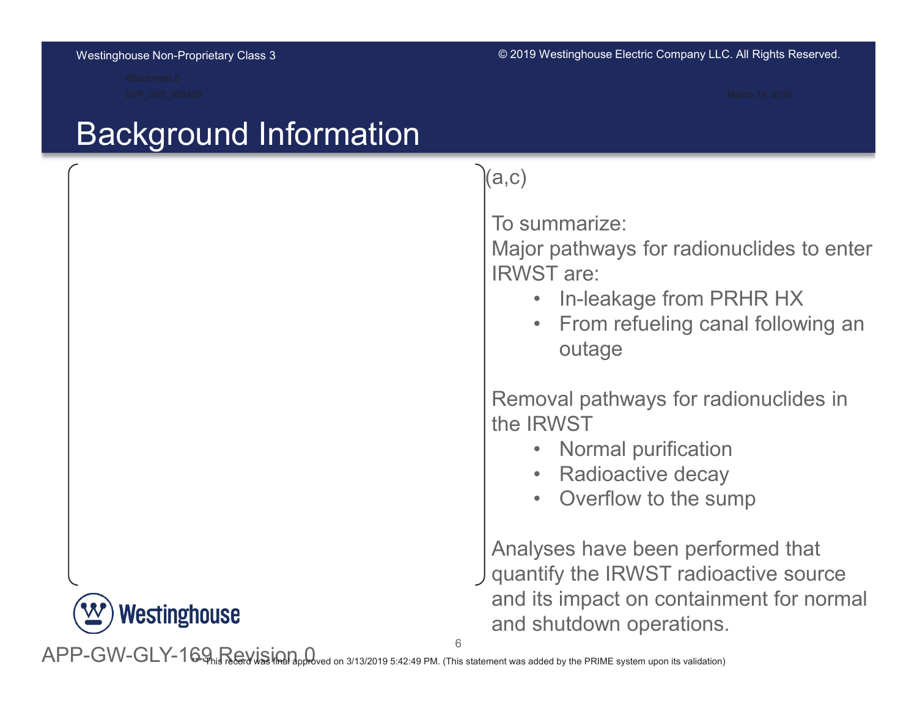# Background Information

(a,c)

To summarize:
Major pathways for radionuclides to enter IRWST are:

- In-leakage from PRHR HX
- From refueling canal following an outage

Removal pathways for radionuclides in the IRWST

- Normal purification
- Radioactive decay
- Overflow to the sump

Analyses have been performed that quantify the IRWST radioactive source and its impact on containment for normal and shutdown operations.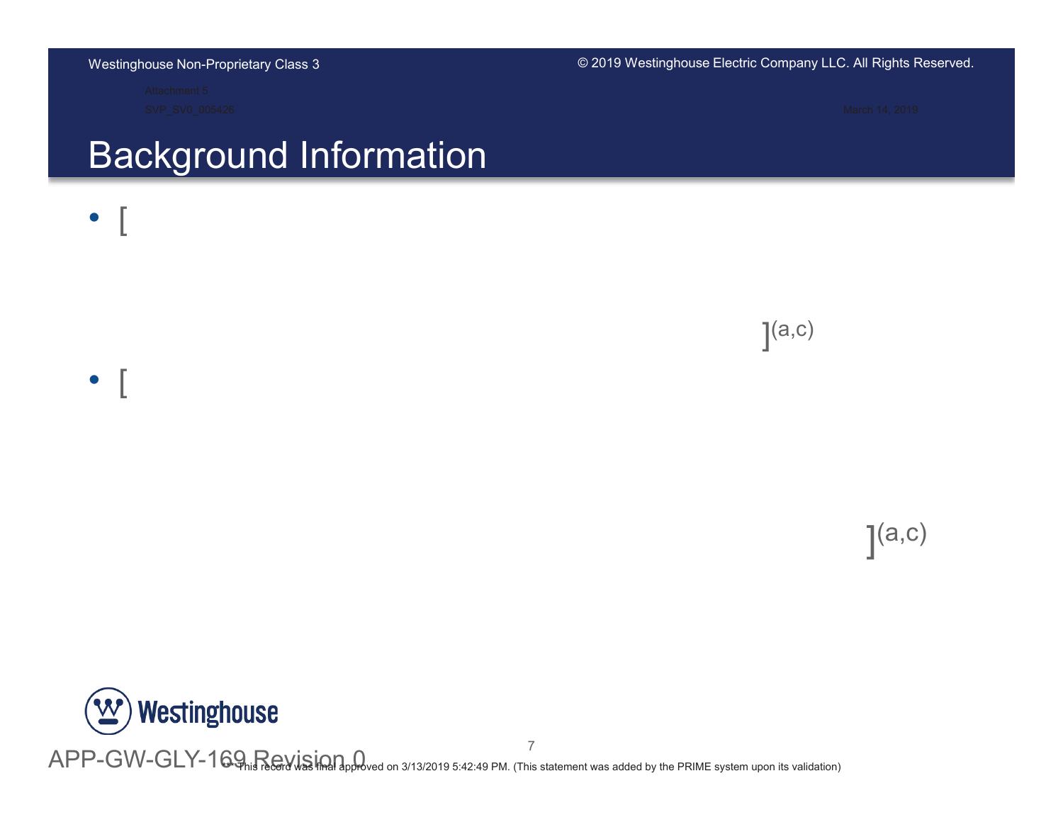# Background Information

- [

]$^{(a,c)}$

- [

]$^{(a,c)}$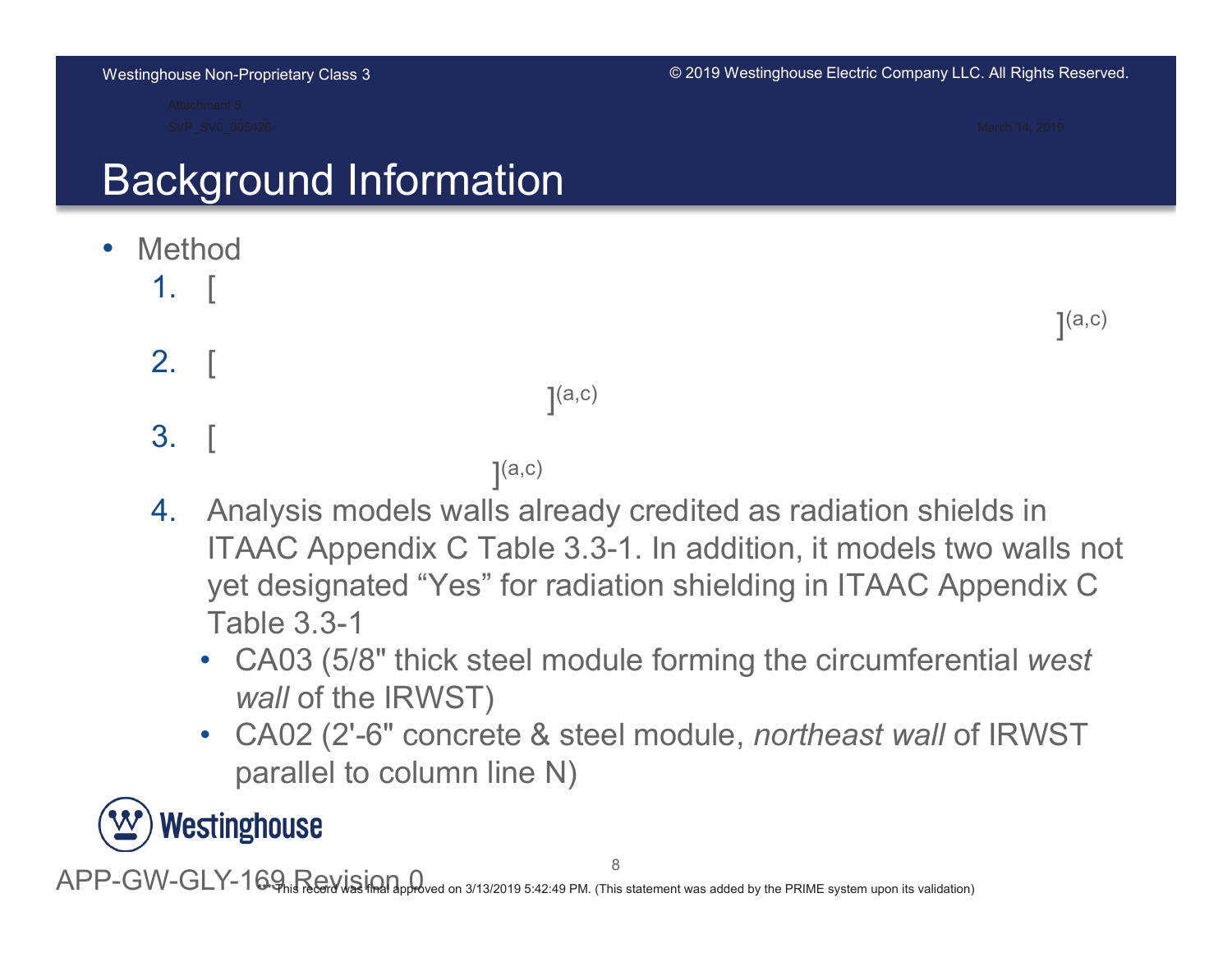# Background Information

- Method
  1. [ ]$^{(a,c)}$
  2. [ ]$^{(a,c)}$
  3. [ ]$^{(a,c)}$
  4. Analysis models walls already credited as radiation shields in ITAAC Appendix C Table 3.3-1. In addition, it models two walls not yet designated "Yes" for radiation shielding in ITAAC Appendix C Table 3.3-1
     - CA03 (5/8" thick steel module forming the circumferential *west wall* of the IRWST)
     - CA02 (2'-6" concrete & steel module, *northeast wall* of IRWST parallel to column line N)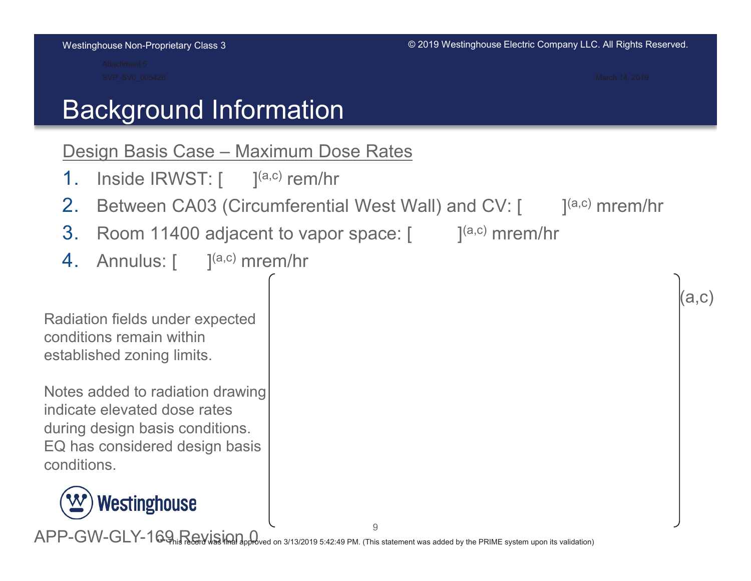# Background Information

## Design Basis Case – Maximum Dose Rates

1. Inside IRWST: [ ]$^{(a,c)}$ rem/hr
2. Between CA03 (Circumferential West Wall) and CV: [ ]$^{(a,c)}$ mrem/hr
3. Room 11400 adjacent to vapor space: [ ]$^{(a,c)}$ mrem/hr
4. Annulus: [ ]$^{(a,c)}$ mrem/hr

Radiation fields under expected conditions remain within established zoning limits.

Notes added to radiation drawing indicate elevated dose rates during design basis conditions. EQ has considered design basis conditions.

(a,c)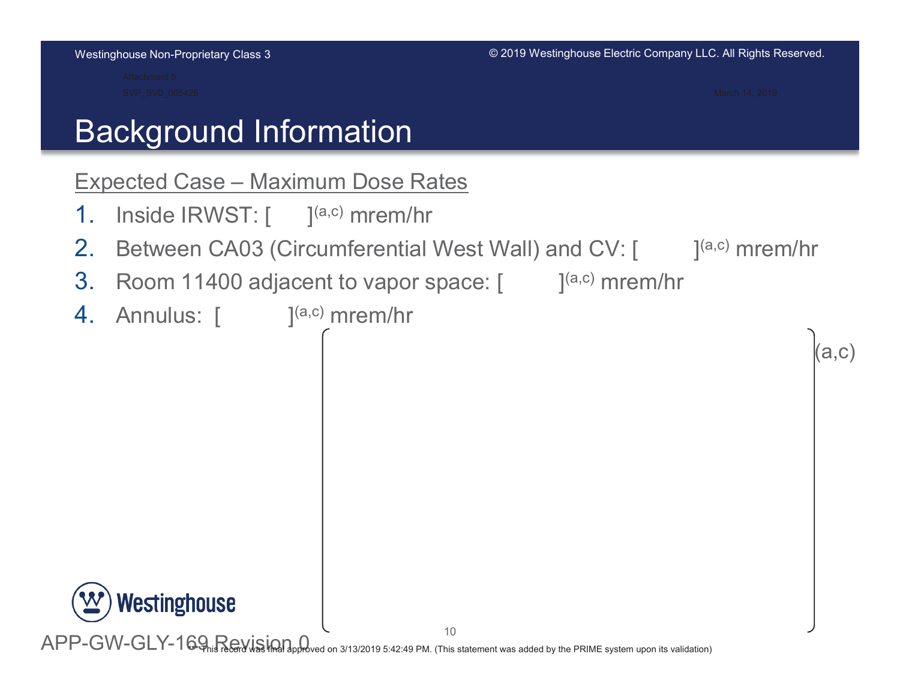# Background Information

Expected Case – Maximum Dose Rates

1. Inside IRWST: [ ]$^{(a,c)}$ mrem/hr
2. Between CA03 (Circumferential West Wall) and CV: [ ]$^{(a,c)}$ mrem/hr
3. Room 11400 adjacent to vapor space: [ ]$^{(a,c)}$ mrem/hr
4. Annulus: [ ]$^{(a,c)}$ mrem/hr

{ }(a,c)

APP-GW-GLY-169 Revision 0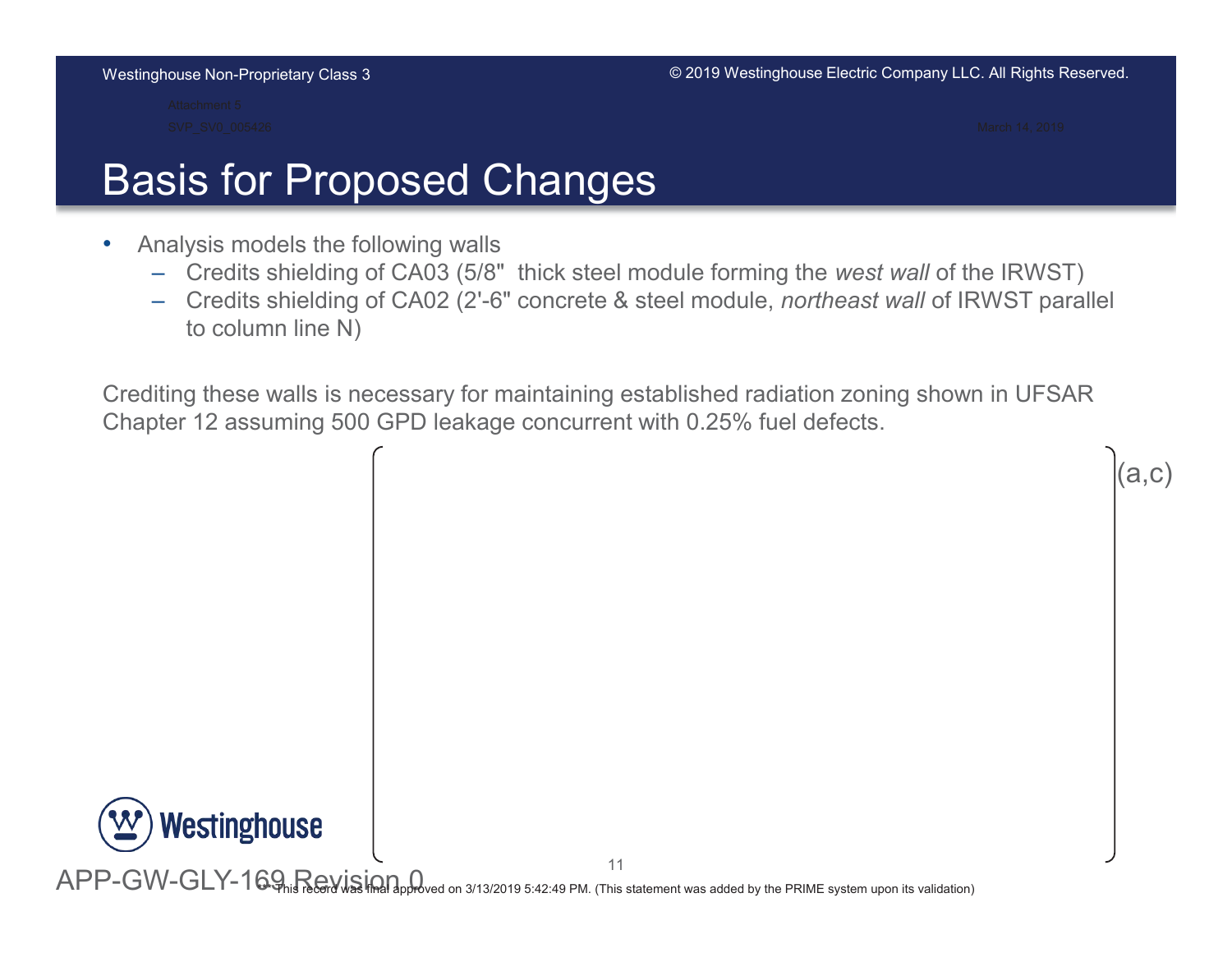# Basis for Proposed Changes

- Analysis models the following walls
  - Credits shielding of CA03 (5/8"  thick steel module forming the *west wall* of the IRWST)
  - Credits shielding of CA02 (2'-6" concrete & steel module, *northeast wall* of IRWST parallel to column line N)

Crediting these walls is necessary for maintaining established radiation zoning shown in UFSAR Chapter 12 assuming 500 GPD leakage concurrent with 0.25% fuel defects.

[ ] (a,c)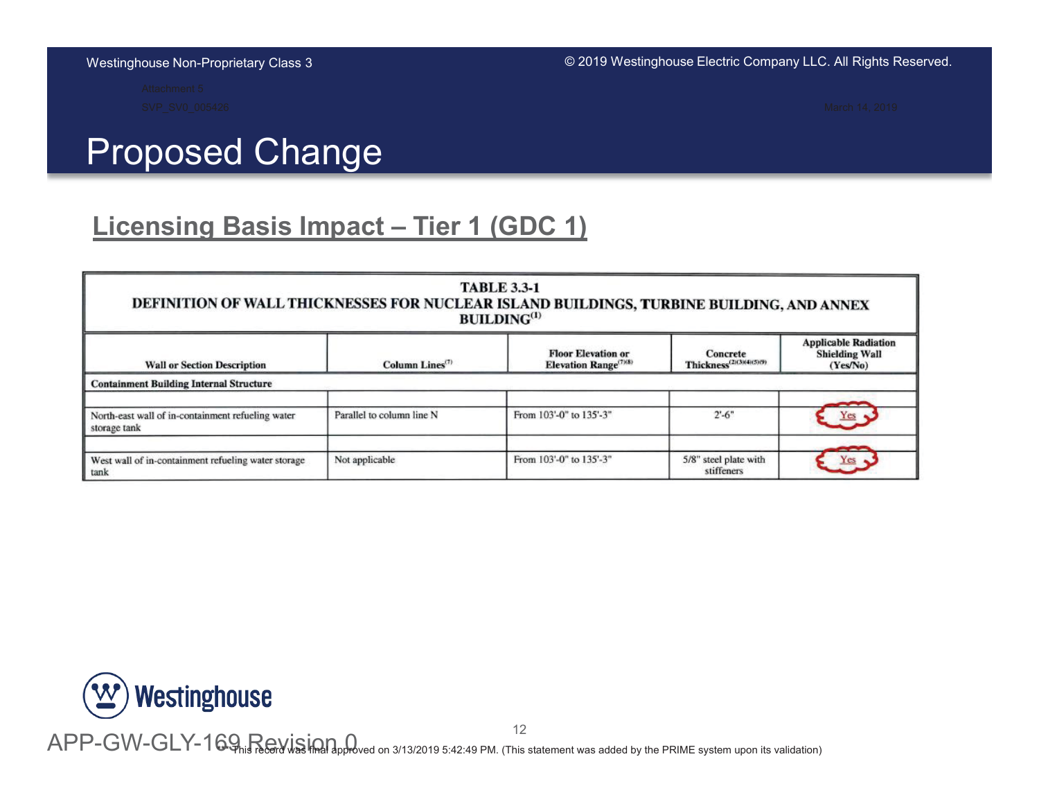# Proposed Change

## Licensing Basis Impact – Tier 1 (GDC 1)

**TABLE 3.3-1**
**DEFINITION OF WALL THICKNESSES FOR NUCLEAR ISLAND BUILDINGS, TURBINE BUILDING, AND ANNEX BUILDING(1)**

| Wall or Section Description | Column Lines(7) | Floor Elevation or Elevation Range(7)(8) | Concrete Thickness(2)(3)(4)(5)(9) | Applicable Radiation Shielding Wall (Yes/No) |
|---|---|---|---|---|
| **Containment Building Internal Structure** | | | | |
| | | | | |
| North-east wall of in-containment refueling water storage tank | Parallel to column line N | From 103'-0" to 135'-3" | 2'-6" | Yes |
| | | | | |
| West wall of in-containment refueling water storage tank | Not applicable | From 103'-0" to 135'-3" | 5/8" steel plate with stiffeners | Yes |

APP-GW-GLY-169 Revision 0

** This record was final approved on 3/13/2019 5:42:49 PM. (This statement was added by the PRIME system upon its validation)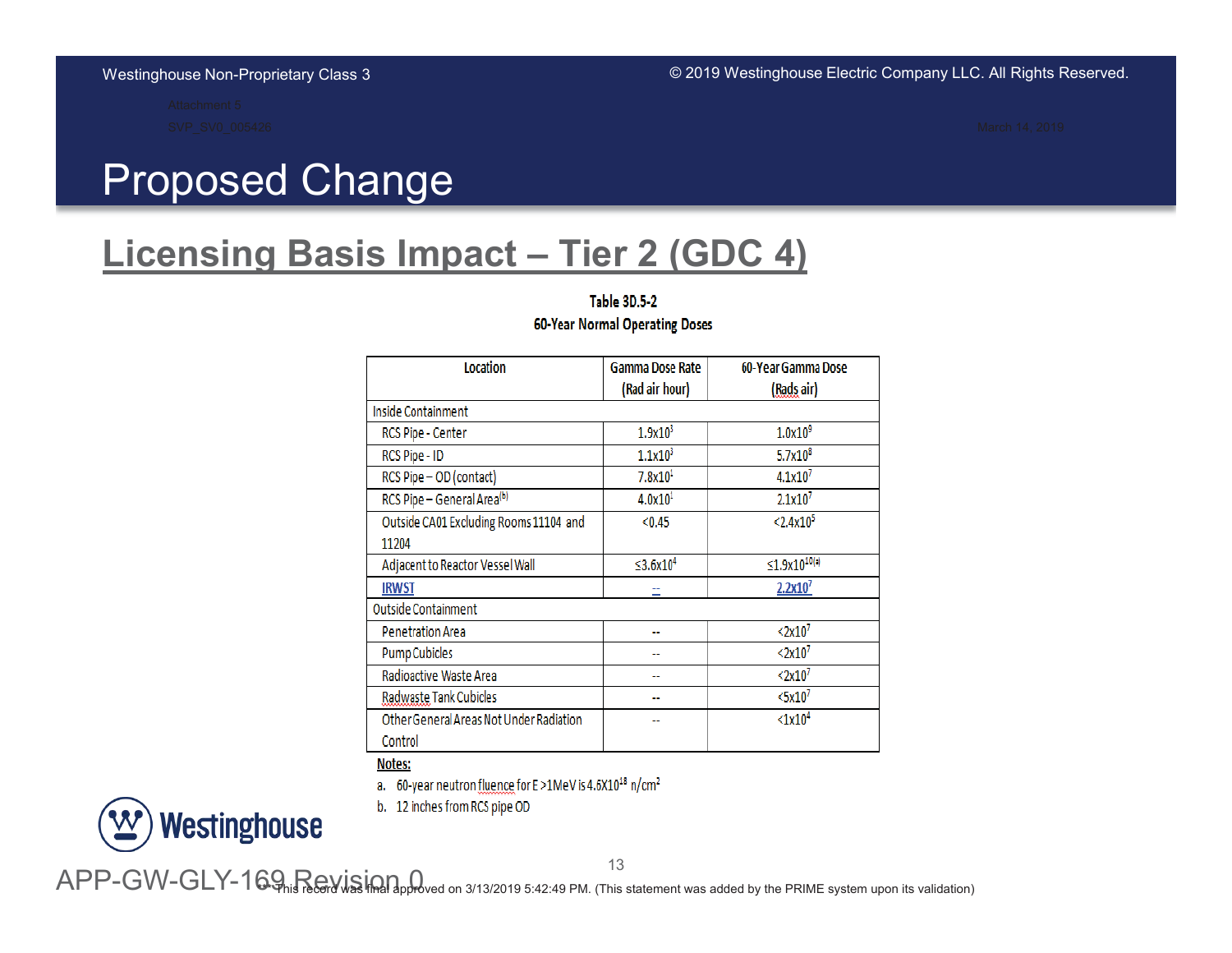# Proposed Change

## Licensing Basis Impact – Tier 2 (GDC 4)

**Table 3D.5-2**
**60-Year Normal Operating Doses**

| Location | Gamma Dose Rate (Rad air hour) | 60-Year Gamma Dose (Rads air) |
|---|---|---|
| Inside Containment | | |
| RCS Pipe - Center | $1.9 \times 10^{3}$ | $1.0 \times 10^{9}$ |
| RCS Pipe - ID | $1.1 \times 10^{3}$ | $5.7 \times 10^{8}$ |
| RCS Pipe – OD (contact) | $7.8 \times 10^{1}$ | $4.1 \times 10^{7}$ |
| RCS Pipe – General Area[b] | $4.0 \times 10^{1}$ | $2.1 \times 10^{7}$ |
| Outside CA01 Excluding Rooms 11104 and 11204 | <0.45 | $<2.4 \times 10^{5}$ |
| Adjacent to Reactor Vessel Wall | $\leq 3.6 \times 10^{4}$ | $\leq 1.9 \times 10^{10}$[a] |
| IRWST | -- | $2.2 \times 10^{7}$ |
| Outside Containment | | |
| Penetration Area | -- | $<2 \times 10^{7}$ |
| Pump Cubicles | -- | $<2 \times 10^{7}$ |
| Radioactive Waste Area | -- | $<2 \times 10^{7}$ |
| Radwaste Tank Cubicles | -- | $<5 \times 10^{7}$ |
| Other General Areas Not Under Radiation Control | -- | $<1 \times 10^{4}$ |

**Notes:**

a. 60-year neutron fluence for E >1MeV is $4.6 \times 10^{18}$ n/cm$^{2}$

b. 12 inches from RCS pipe OD

APP-GW-GLY-169 Revision 0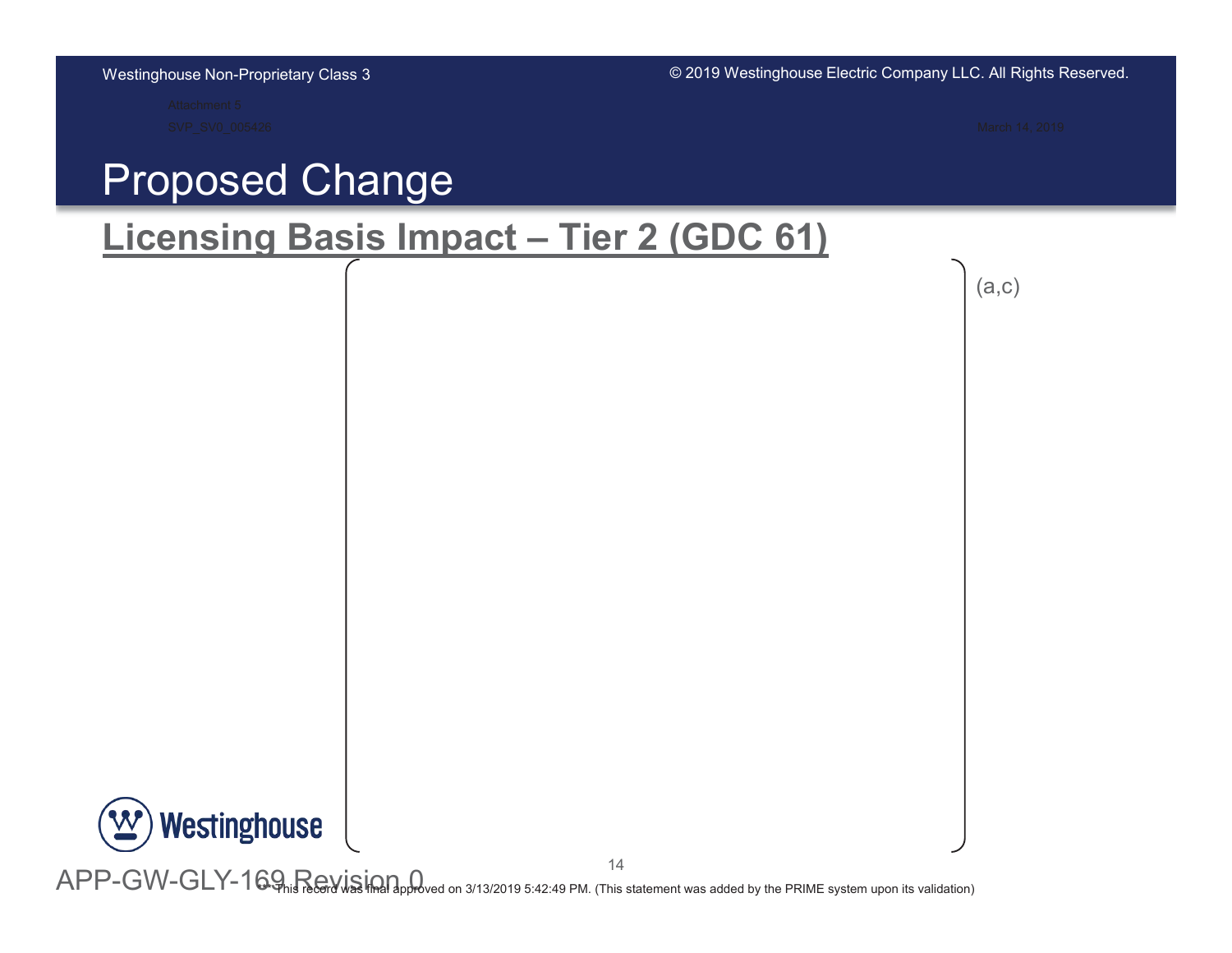# Proposed Change

## Licensing Basis Impact – Tier 2 (GDC 61)

(a,c)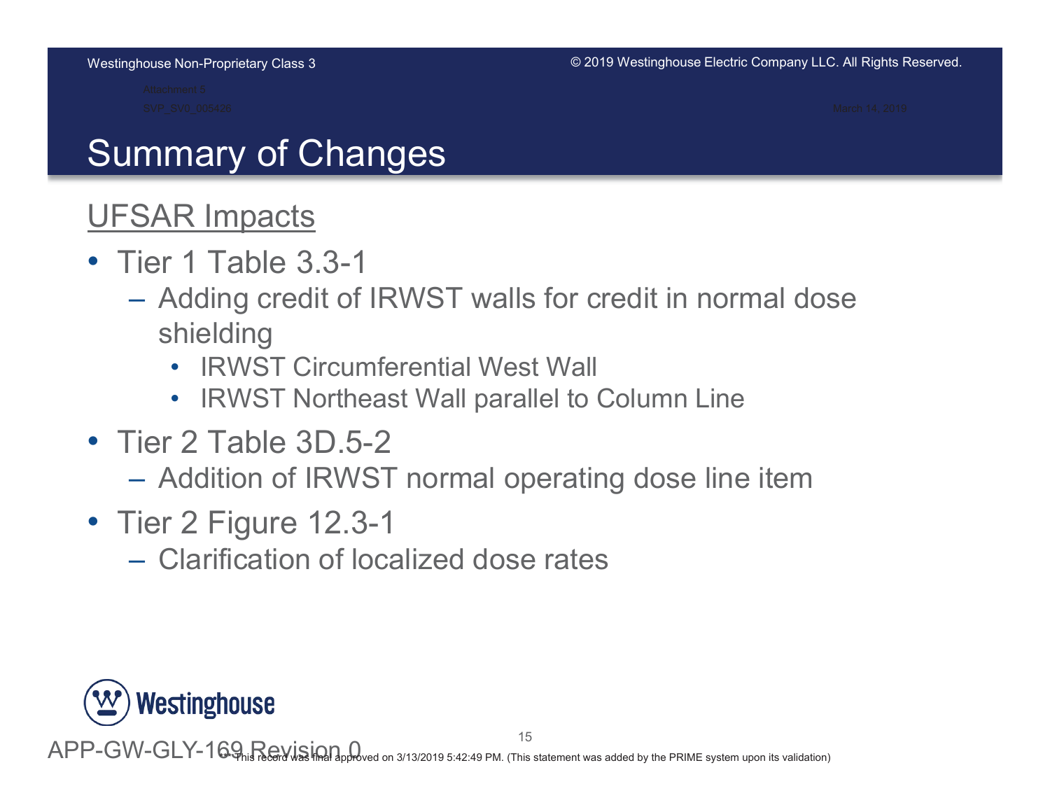# Summary of Changes

## UFSAR Impacts

- Tier 1 Table 3.3-1
  - Adding credit of IRWST walls for credit in normal dose shielding
    - IRWST Circumferential West Wall
    - IRWST Northeast Wall parallel to Column Line
- Tier 2 Table 3D.5-2
  - Addition of IRWST normal operating dose line item
- Tier 2 Figure 12.3-1
  - Clarification of localized dose rates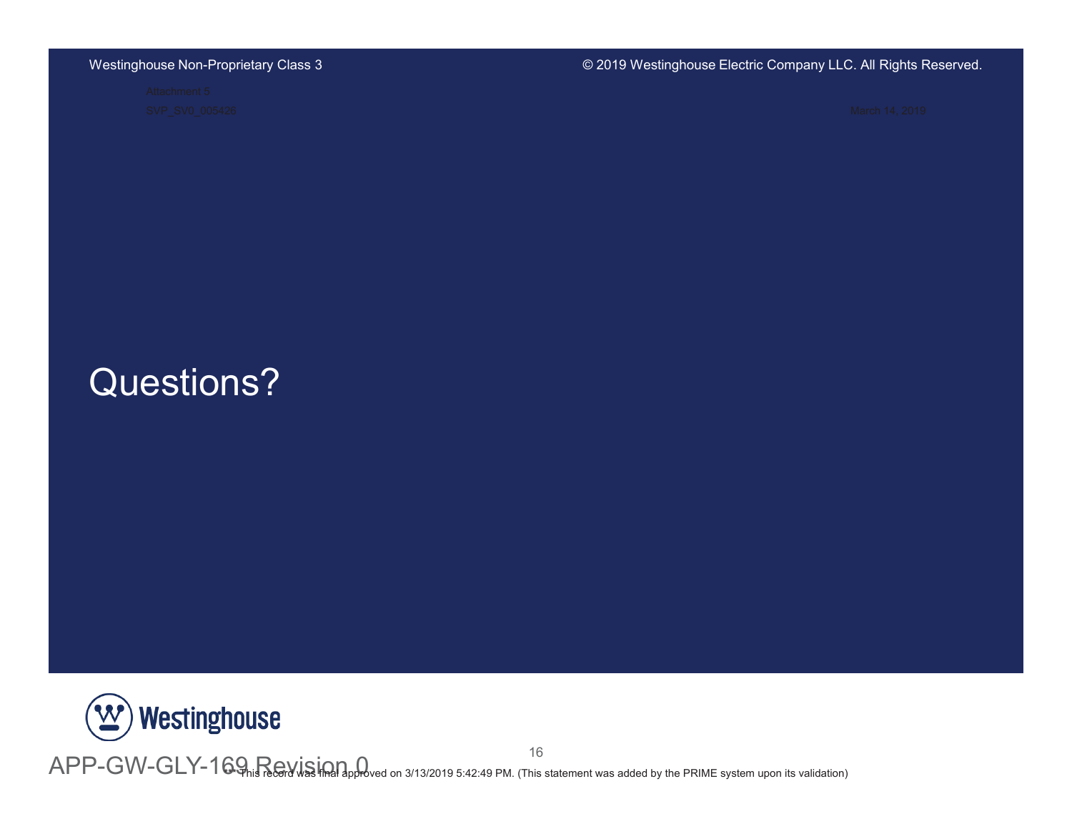# Questions?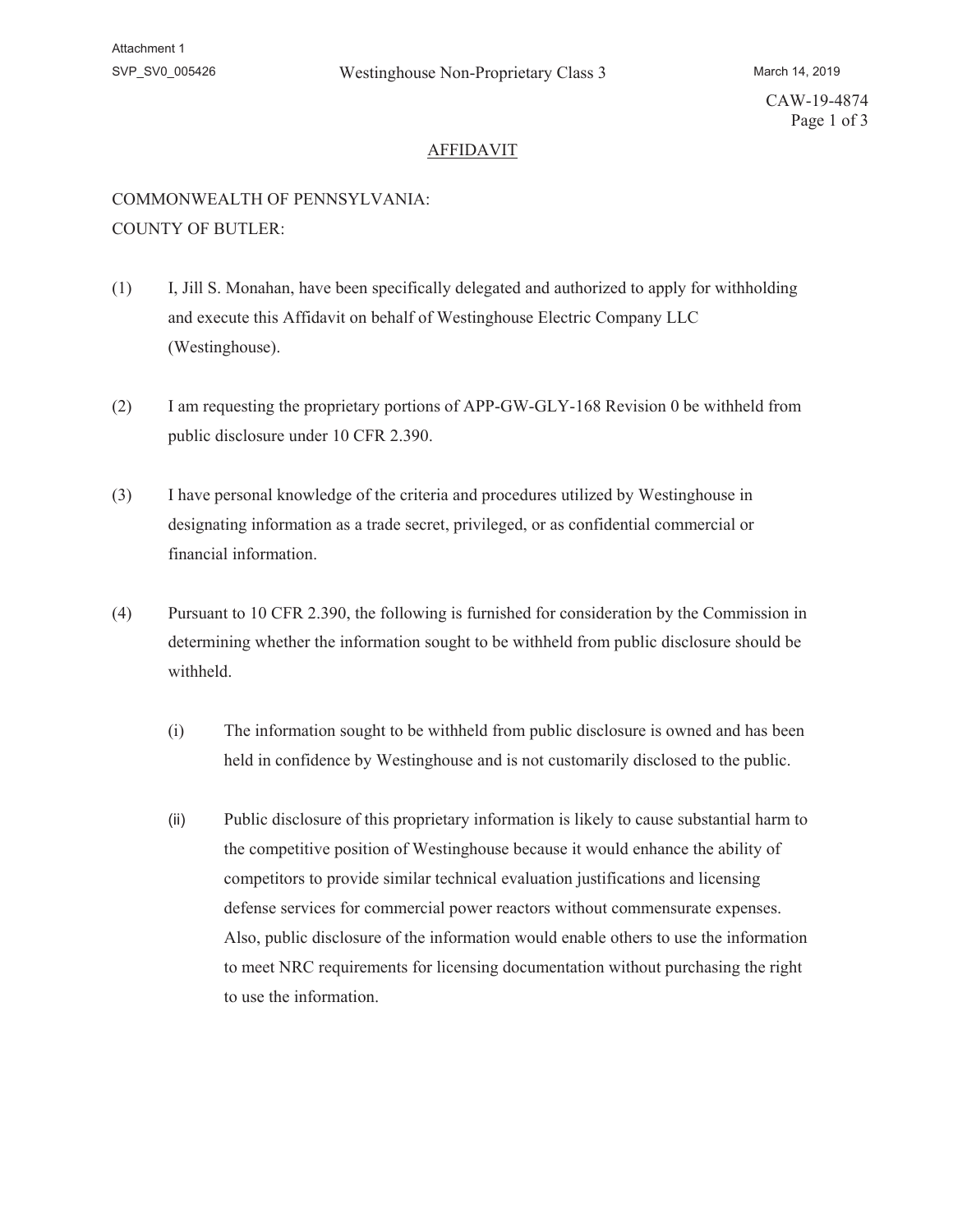CAW-19-4874

## AFFIDAVIT

COMMONWEALTH OF PENNSYLVANIA:
COUNTY OF BUTLER:

(1) I, Jill S. Monahan, have been specifically delegated and authorized to apply for withholding and execute this Affidavit on behalf of Westinghouse Electric Company LLC (Westinghouse).

(2) I am requesting the proprietary portions of APP-GW-GLY-168 Revision 0 be withheld from public disclosure under 10 CFR 2.390.

(3) I have personal knowledge of the criteria and procedures utilized by Westinghouse in designating information as a trade secret, privileged, or as confidential commercial or financial information.

(4) Pursuant to 10 CFR 2.390, the following is furnished for consideration by the Commission in determining whether the information sought to be withheld from public disclosure should be withheld.

   (i) The information sought to be withheld from public disclosure is owned and has been held in confidence by Westinghouse and is not customarily disclosed to the public.

   (ii) Public disclosure of this proprietary information is likely to cause substantial harm to the competitive position of Westinghouse because it would enhance the ability of competitors to provide similar technical evaluation justifications and licensing defense services for commercial power reactors without commensurate expenses. Also, public disclosure of the information would enable others to use the information to meet NRC requirements for licensing documentation without purchasing the right to use the information.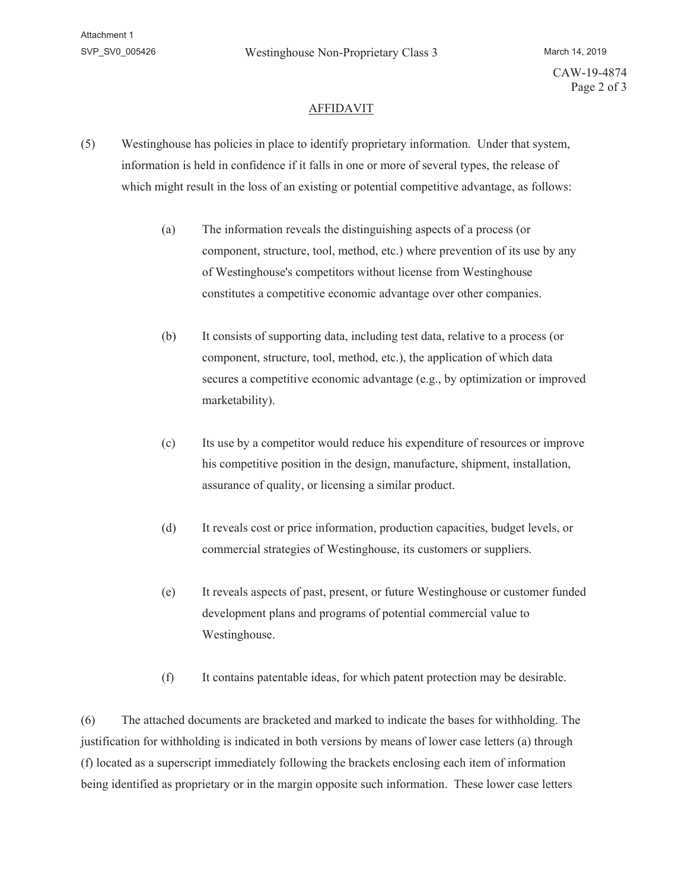## AFFIDAVIT

(5) Westinghouse has policies in place to identify proprietary information. Under that system, information is held in confidence if it falls in one or more of several types, the release of which might result in the loss of an existing or potential competitive advantage, as follows:

(a) The information reveals the distinguishing aspects of a process (or component, structure, tool, method, etc.) where prevention of its use by any of Westinghouse's competitors without license from Westinghouse constitutes a competitive economic advantage over other companies.

(b) It consists of supporting data, including test data, relative to a process (or component, structure, tool, method, etc.), the application of which data secures a competitive economic advantage (e.g., by optimization or improved marketability).

(c) Its use by a competitor would reduce his expenditure of resources or improve his competitive position in the design, manufacture, shipment, installation, assurance of quality, or licensing a similar product.

(d) It reveals cost or price information, production capacities, budget levels, or commercial strategies of Westinghouse, its customers or suppliers.

(e) It reveals aspects of past, present, or future Westinghouse or customer funded development plans and programs of potential commercial value to Westinghouse.

(f) It contains patentable ideas, for which patent protection may be desirable.

(6) The attached documents are bracketed and marked to indicate the bases for withholding. The justification for withholding is indicated in both versions by means of lower case letters (a) through (f) located as a superscript immediately following the brackets enclosing each item of information being identified as proprietary or in the margin opposite such information. These lower case letters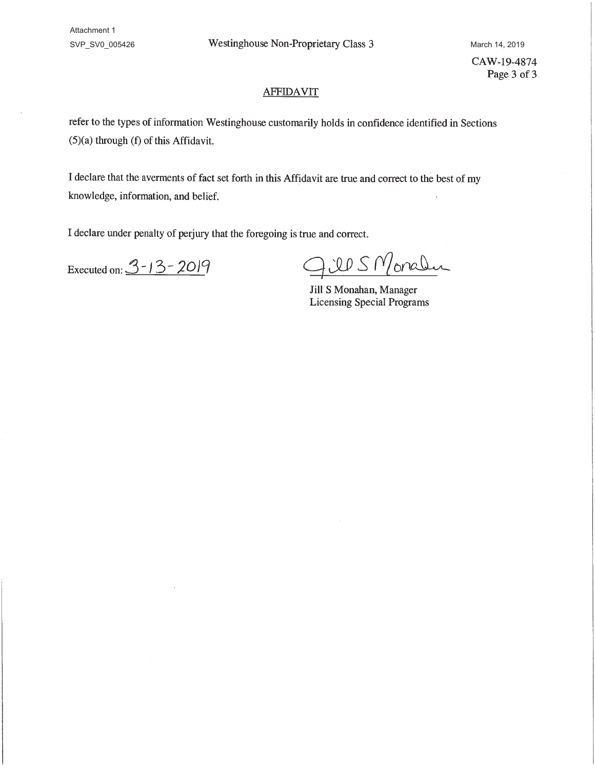## AFFIDAVIT

refer to the types of information Westinghouse customarily holds in confidence identified in Sections (5)(a) through (f) of this Affidavit.

I declare that the averments of fact set forth in this Affidavit are true and correct to the best of my knowledge, information, and belief.

I declare under penalty of perjury that the foregoing is true and correct.

Executed on: 3-13-2019

Jill S Monahan

Jill S Monahan, Manager
Licensing Special Programs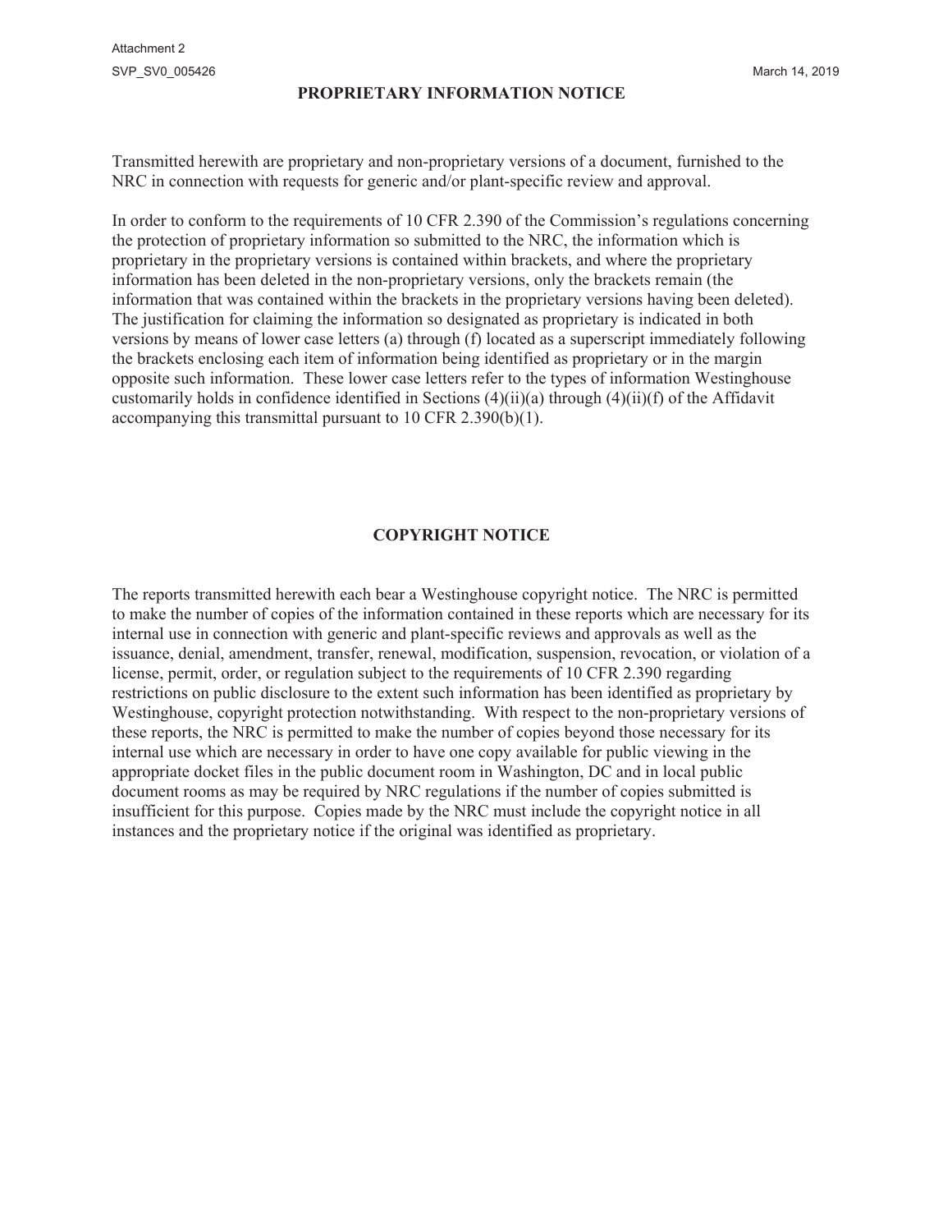Attachment 2

SVP_SV0_005426

March 14, 2019

## PROPRIETARY INFORMATION NOTICE

Transmitted herewith are proprietary and non-proprietary versions of a document, furnished to the NRC in connection with requests for generic and/or plant-specific review and approval.

In order to conform to the requirements of 10 CFR 2.390 of the Commission's regulations concerning the protection of proprietary information so submitted to the NRC, the information which is proprietary in the proprietary versions is contained within brackets, and where the proprietary information has been deleted in the non-proprietary versions, only the brackets remain (the information that was contained within the brackets in the proprietary versions having been deleted). The justification for claiming the information so designated as proprietary is indicated in both versions by means of lower case letters (a) through (f) located as a superscript immediately following the brackets enclosing each item of information being identified as proprietary or in the margin opposite such information. These lower case letters refer to the types of information Westinghouse customarily holds in confidence identified in Sections (4)(ii)(a) through (4)(ii)(f) of the Affidavit accompanying this transmittal pursuant to 10 CFR 2.390(b)(1).

## COPYRIGHT NOTICE

The reports transmitted herewith each bear a Westinghouse copyright notice. The NRC is permitted to make the number of copies of the information contained in these reports which are necessary for its internal use in connection with generic and plant-specific reviews and approvals as well as the issuance, denial, amendment, transfer, renewal, modification, suspension, revocation, or violation of a license, permit, order, or regulation subject to the requirements of 10 CFR 2.390 regarding restrictions on public disclosure to the extent such information has been identified as proprietary by Westinghouse, copyright protection notwithstanding. With respect to the non-proprietary versions of these reports, the NRC is permitted to make the number of copies beyond those necessary for its internal use which are necessary in order to have one copy available for public viewing in the appropriate docket files in the public document room in Washington, DC and in local public document rooms as may be required by NRC regulations if the number of copies submitted is insufficient for this purpose. Copies made by the NRC must include the copyright notice in all instances and the proprietary notice if the original was identified as proprietary.